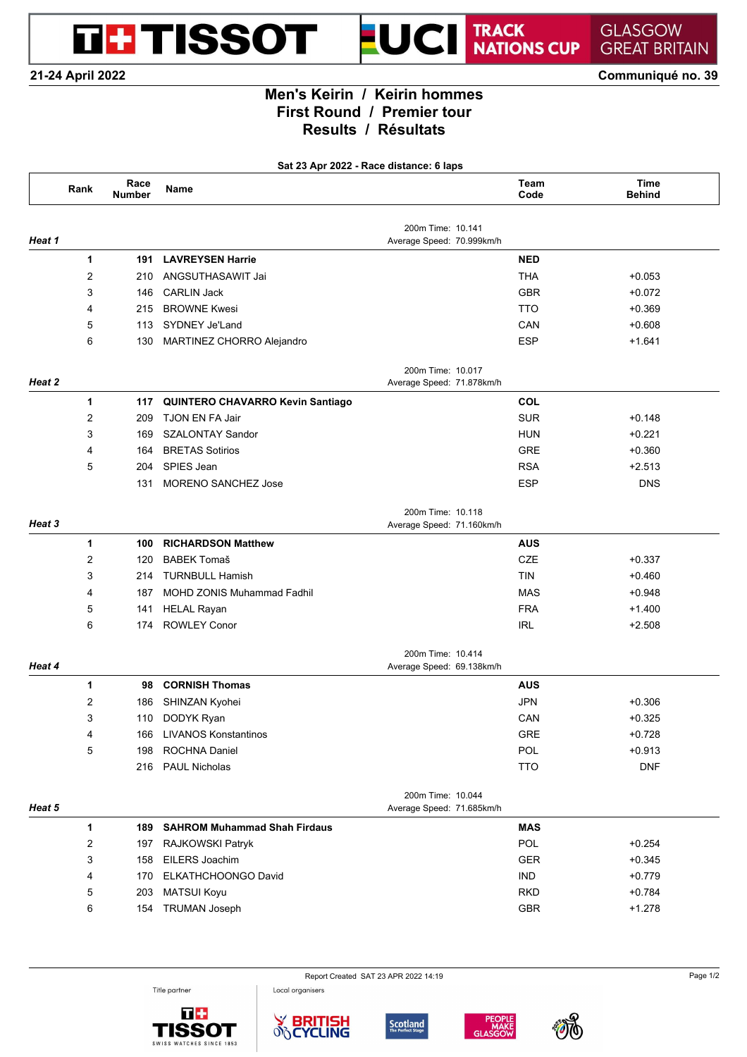TISSOT UCI TRACK NATIONS CUP GLASGOW GREAT BRITAIN

**21-24 April 2022** — **Communiqué no. 39**

# Men's Keirin / Keirin hommes
## First Round / Premier tour
## Results / Résultats

**Sat 23 Apr 2022 - Race distance: 6 laps**

| Rank | Race Number | Name | Team Code | Time Behind |
|---|---|---|---|---|
| ***Heat 1*** | | 200m Time: 10.141 / Average Speed: 70.999km/h | | |
| **1** | **191** | **LAVREYSEN Harrie** | **NED** | |
| 2 | 210 | ANGSUTHASAWIT Jai | THA | +0.053 |
| 3 | 146 | CARLIN Jack | GBR | +0.072 |
| 4 | 215 | BROWNE Kwesi | TTO | +0.369 |
| 5 | 113 | SYDNEY Je'Land | CAN | +0.608 |
| 6 | 130 | MARTINEZ CHORRO Alejandro | ESP | +1.641 |
| ***Heat 2*** | | 200m Time: 10.017 / Average Speed: 71.878km/h | | |
| **1** | **117** | **QUINTERO CHAVARRO Kevin Santiago** | **COL** | |
| 2 | 209 | TJON EN FA Jair | SUR | +0.148 |
| 3 | 169 | SZALONTAY Sandor | HUN | +0.221 |
| 4 | 164 | BRETAS Sotirios | GRE | +0.360 |
| 5 | 204 | SPIES Jean | RSA | +2.513 |
| | 131 | MORENO SANCHEZ Jose | ESP | DNS |
| ***Heat 3*** | | 200m Time: 10.118 / Average Speed: 71.160km/h | | |
| **1** | **100** | **RICHARDSON Matthew** | **AUS** | |
| 2 | 120 | BABEK Tomaš | CZE | +0.337 |
| 3 | 214 | TURNBULL Hamish | TIN | +0.460 |
| 4 | 187 | MOHD ZONIS Muhammad Fadhil | MAS | +0.948 |
| 5 | 141 | HELAL Rayan | FRA | +1.400 |
| 6 | 174 | ROWLEY Conor | IRL | +2.508 |
| ***Heat 4*** | | 200m Time: 10.414 / Average Speed: 69.138km/h | | |
| **1** | **98** | **CORNISH Thomas** | **AUS** | |
| 2 | 186 | SHINZAN Kyohei | JPN | +0.306 |
| 3 | 110 | DODYK Ryan | CAN | +0.325 |
| 4 | 166 | LIVANOS Konstantinos | GRE | +0.728 |
| 5 | 198 | ROCHNA Daniel | POL | +0.913 |
| | 216 | PAUL Nicholas | TTO | DNF |
| ***Heat 5*** | | 200m Time: 10.044 / Average Speed: 71.685km/h | | |
| **1** | **189** | **SAHROM Muhammad Shah Firdaus** | **MAS** | |
| 2 | 197 | RAJKOWSKI Patryk | POL | +0.254 |
| 3 | 158 | EILERS Joachim | GER | +0.345 |
| 4 | 170 | ELKATHCHOONGO David | IND | +0.779 |
| 5 | 203 | MATSUI Koyu | RKD | +0.784 |
| 6 | 154 | TRUMAN Joseph | GBR | +1.278 |

Report Created SAT 23 APR 2022 14:19

Title partner: TISSOT — Local organisers: British Cycling, Scotland, People Make Glasgow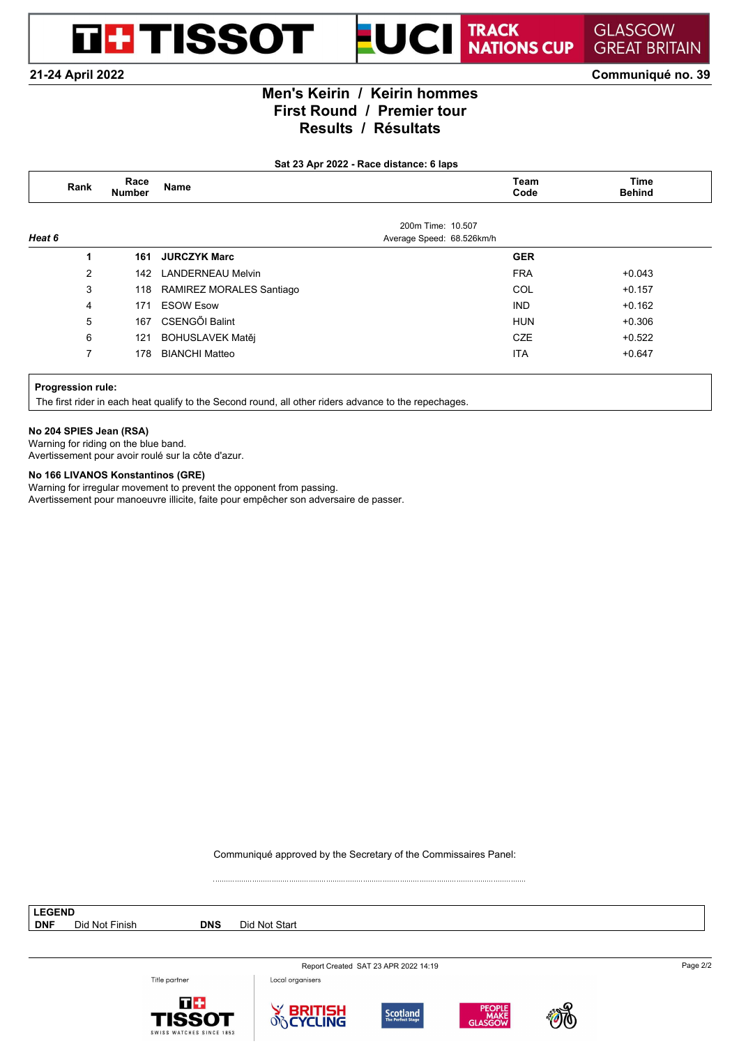21-24 April 2022 Communiqué no. 39

# Men's Keirin / Keirin hommes
## First Round / Premier tour
## Results / Résultats

**Sat 23 Apr 2022 - Race distance: 6 laps**

| Rank | Race Number | Name | Team Code | Time Behind |
|---|---|---|---|---|
| *Heat 6* | | 200m Time: 10.507 Average Speed: 68.526km/h | | |
| **1** | **161** | **JURCZYK Marc** | **GER** | |
| 2 | 142 | LANDERNEAU Melvin | FRA | +0.043 |
| 3 | 118 | RAMIREZ MORALES Santiago | COL | +0.157 |
| 4 | 171 | ESOW Esow | IND | +0.162 |
| 5 | 167 | CSENGŐI Balint | HUN | +0.306 |
| 6 | 121 | BOHUSLAVEK Matěj | CZE | +0.522 |
| 7 | 178 | BIANCHI Matteo | ITA | +0.647 |

**Progression rule:**
The first rider in each heat qualify to the Second round, all other riders advance to the repechages.

**No 204 SPIES Jean (RSA)**
Warning for riding on the blue band.
Avertissement pour avoir roulé sur la côte d'azur.

**No 166 LIVANOS Konstantinos (GRE)**
Warning for irregular movement to prevent the opponent from passing.
Avertissement pour manoeuvre illicite, faite pour empêcher son adversaire de passer.

Communiqué approved by the Secretary of the Commissaires Panel:

**LEGEND**
**DNF** Did Not Finish **DNS** Did Not Start

Report Created SAT 23 APR 2022 14:19

Title partner Local organisers